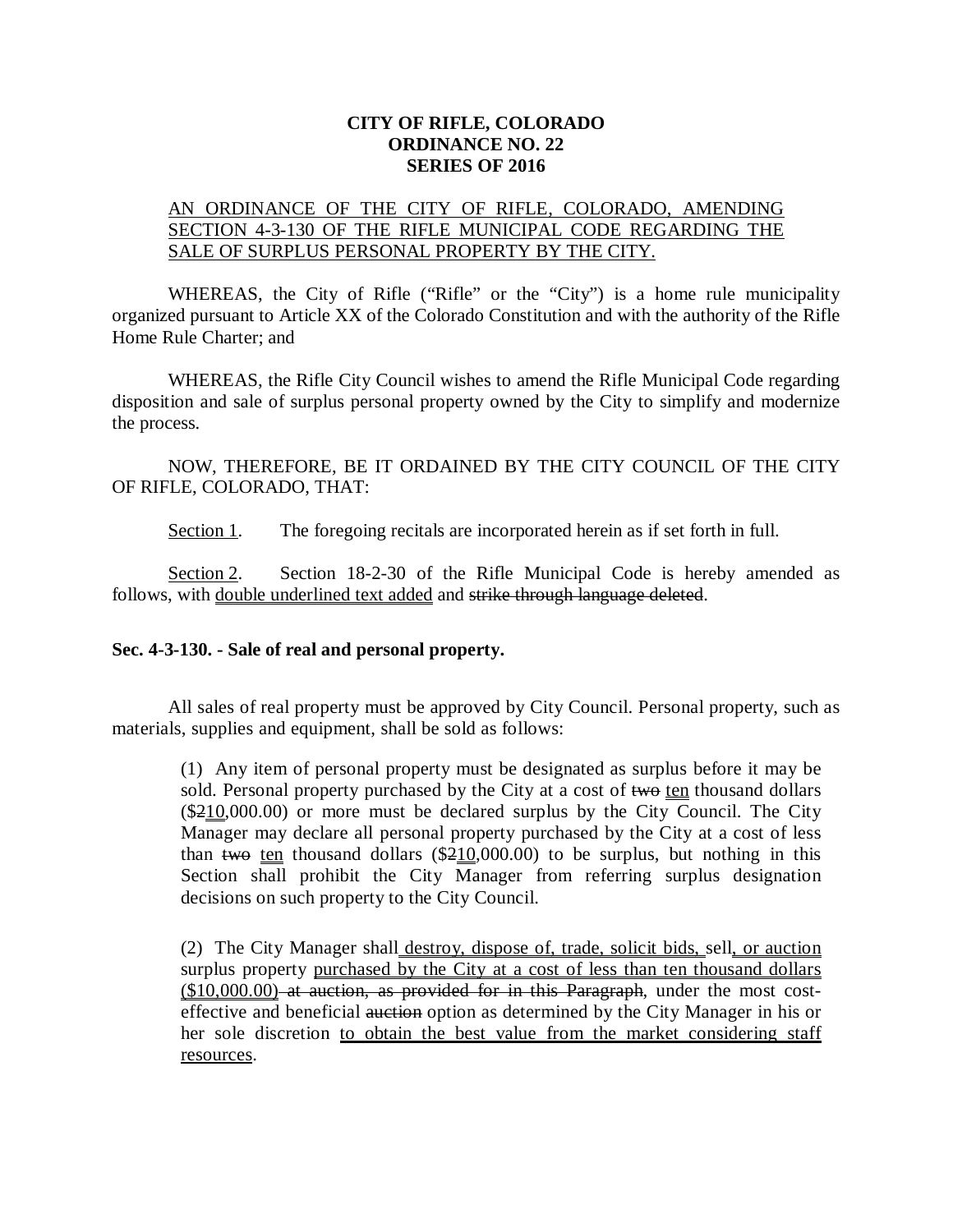**CITY OF RIFLE, COLORADO**
**ORDINANCE NO. 22**
**SERIES OF 2016**

AN ORDINANCE OF THE CITY OF RIFLE, COLORADO, AMENDING SECTION 4-3-130 OF THE RIFLE MUNICIPAL CODE REGARDING THE SALE OF SURPLUS PERSONAL PROPERTY BY THE CITY.

WHEREAS, the City of Rifle ("Rifle" or the "City") is a home rule municipality organized pursuant to Article XX of the Colorado Constitution and with the authority of the Rifle Home Rule Charter; and

WHEREAS, the Rifle City Council wishes to amend the Rifle Municipal Code regarding disposition and sale of surplus personal property owned by the City to simplify and modernize the process.

NOW, THEREFORE, BE IT ORDAINED BY THE CITY COUNCIL OF THE CITY OF RIFLE, COLORADO, THAT:

Section 1. The foregoing recitals are incorporated herein as if set forth in full.

Section 2. Section 18-2-30 of the Rifle Municipal Code is hereby amended as follows, with double underlined text added and ~~strike through language deleted~~.

**Sec. 4-3-130. - Sale of real and personal property.**

All sales of real property must be approved by City Council. Personal property, such as materials, supplies and equipment, shall be sold as follows:

> (1) Any item of personal property must be designated as surplus before it may be sold. Personal property purchased by the City at a cost of ~~two~~ ten thousand dollars ($~~2~~10,000.00) or more must be declared surplus by the City Council. The City Manager may declare all personal property purchased by the City at a cost of less than ~~two~~ ten thousand dollars ($~~2~~10,000.00) to be surplus, but nothing in this Section shall prohibit the City Manager from referring surplus designation decisions on such property to the City Council.
>
> (2) The City Manager shall destroy, dispose of, trade, solicit bids, sell, or auction surplus property purchased by the City at a cost of less than ten thousand dollars ($10,000.00) ~~at auction, as provided for in this Paragraph~~, under the most cost-effective and beneficial ~~auction~~ option as determined by the City Manager in his or her sole discretion to obtain the best value from the market considering staff resources.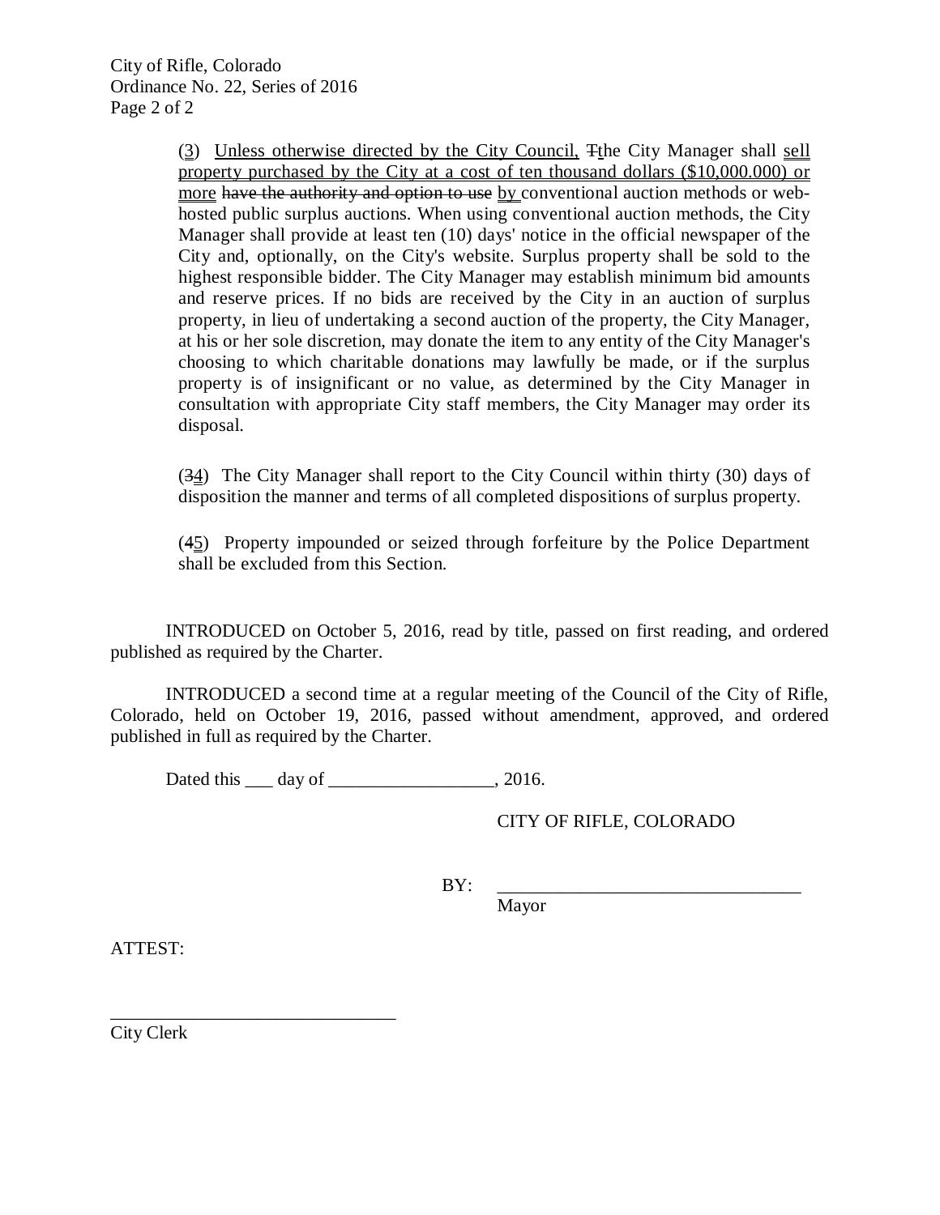(<ins>3</ins>) <ins>Unless otherwise directed by the City Council,</ins> ~~T~~<ins>t</ins>he City Manager shall <ins>sell property purchased by the City at a cost of ten thousand dollars ($10,000.000) or more</ins> ~~have the authority and option to use~~ <ins>by</ins> conventional auction methods or web-hosted public surplus auctions. When using conventional auction methods, the City Manager shall provide at least ten (10) days' notice in the official newspaper of the City and, optionally, on the City's website. Surplus property shall be sold to the highest responsible bidder. The City Manager may establish minimum bid amounts and reserve prices. If no bids are received by the City in an auction of surplus property, in lieu of undertaking a second auction of the property, the City Manager, at his or her sole discretion, may donate the item to any entity of the City Manager's choosing to which charitable donations may lawfully be made, or if the surplus property is of insignificant or no value, as determined by the City Manager in consultation with appropriate City staff members, the City Manager may order its disposal.

(~~3~~<ins>4</ins>) The City Manager shall report to the City Council within thirty (30) days of disposition the manner and terms of all completed dispositions of surplus property.

(~~4~~<ins>5</ins>) Property impounded or seized through forfeiture by the Police Department shall be excluded from this Section.

INTRODUCED on October 5, 2016, read by title, passed on first reading, and ordered published as required by the Charter.

INTRODUCED a second time at a regular meeting of the Council of the City of Rifle, Colorado, held on October 19, 2016, passed without amendment, approved, and ordered published in full as required by the Charter.

Dated this ___ day of __________________, 2016.

CITY OF RIFLE, COLORADO

BY: _________________________________
Mayor

ATTEST:

_______________________________
City Clerk